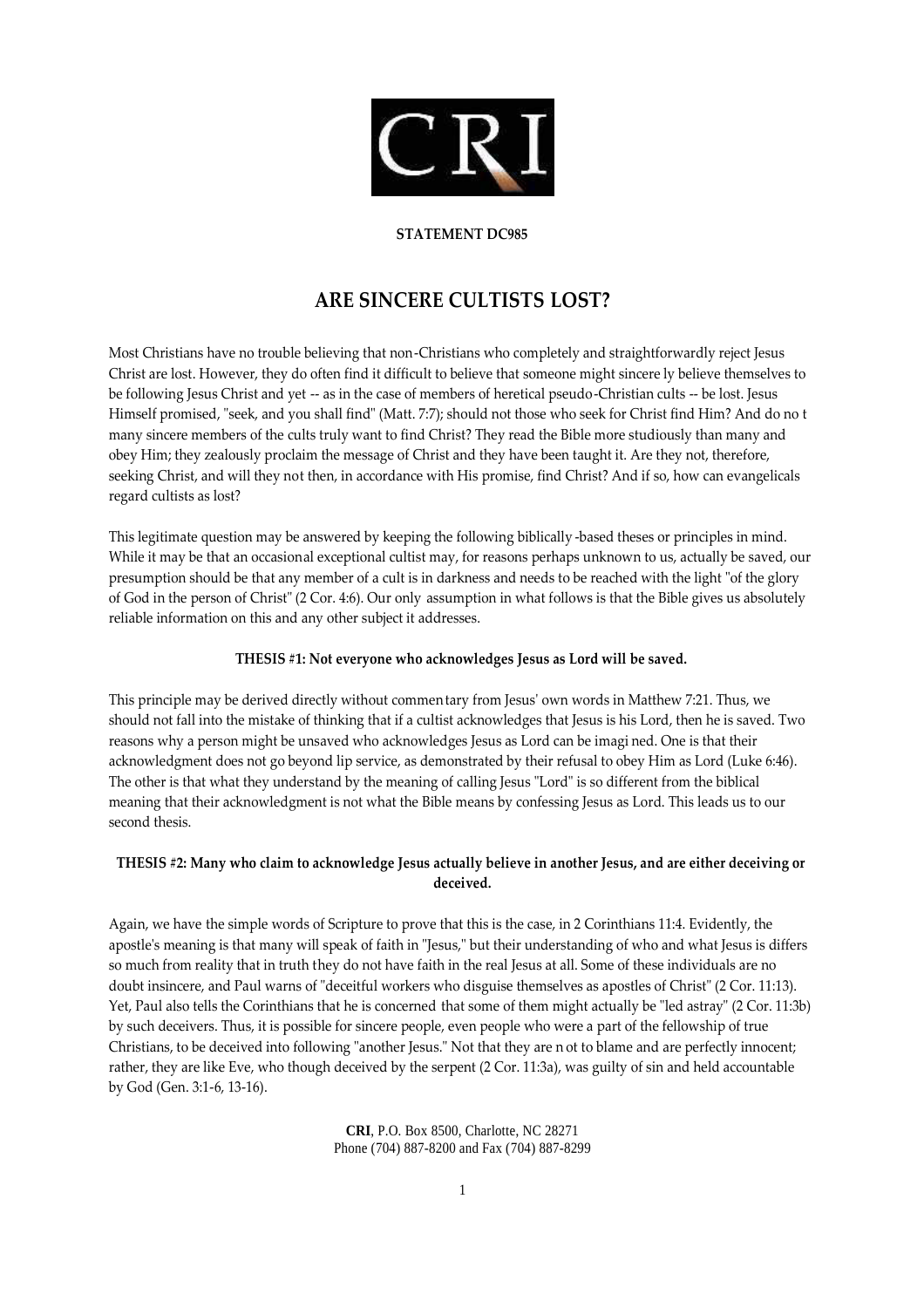**STATEMENT DC985**

# ARE SINCERE CULTISTS LOST?

Most Christians have no trouble believing that non-Christians who completely and straightforwardly reject Jesus Christ are lost. However, they do often find it difficult to believe that someone might sincerely believe themselves to be following Jesus Christ and yet -- as in the case of members of heretical pseudo-Christian cults -- be lost. Jesus Himself promised, "seek, and you shall find" (Matt. 7:7); should not those who seek for Christ find Him? And do not many sincere members of the cults truly want to find Christ? They read the Bible more studiously than many and obey Him; they zealously proclaim the message of Christ and they have been taught it. Are they not, therefore, seeking Christ, and will they not then, in accordance with His promise, find Christ? And if so, how can evangelicals regard cultists as lost?

This legitimate question may be answered by keeping the following biblically-based theses or principles in mind. While it may be that an occasional exceptional cultist may, for reasons perhaps unknown to us, actually be saved, our presumption should be that any member of a cult is in darkness and needs to be reached with the light "of the glory of God in the person of Christ" (2 Cor. 4:6). Our only assumption in what follows is that the Bible gives us absolutely reliable information on this and any other subject it addresses.

**THESIS #1: Not everyone who acknowledges Jesus as Lord will be saved.**

This principle may be derived directly without commentary from Jesus' own words in Matthew 7:21. Thus, we should not fall into the mistake of thinking that if a cultist acknowledges that Jesus is his Lord, then he is saved. Two reasons why a person might be unsaved who acknowledges Jesus as Lord can be imagined. One is that their acknowledgment does not go beyond lip service, as demonstrated by their refusal to obey Him as Lord (Luke 6:46). The other is that what they understand by the meaning of calling Jesus "Lord" is so different from the biblical meaning that their acknowledgment is not what the Bible means by confessing Jesus as Lord. This leads us to our second thesis.

**THESIS #2: Many who claim to acknowledge Jesus actually believe in another Jesus, and are either deceiving or deceived.**

Again, we have the simple words of Scripture to prove that this is the case, in 2 Corinthians 11:4. Evidently, the apostle's meaning is that many will speak of faith in "Jesus," but their understanding of who and what Jesus is differs so much from reality that in truth they do not have faith in the real Jesus at all. Some of these individuals are no doubt insincere, and Paul warns of "deceitful workers who disguise themselves as apostles of Christ" (2 Cor. 11:13). Yet, Paul also tells the Corinthians that he is concerned that some of them might actually be "led astray" (2 Cor. 11:3b) by such deceivers. Thus, it is possible for sincere people, even people who were a part of the fellowship of true Christians, to be deceived into following "another Jesus." Not that they are not to blame and are perfectly innocent; rather, they are like Eve, who though deceived by the serpent (2 Cor. 11:3a), was guilty of sin and held accountable by God (Gen. 3:1-6, 13-16).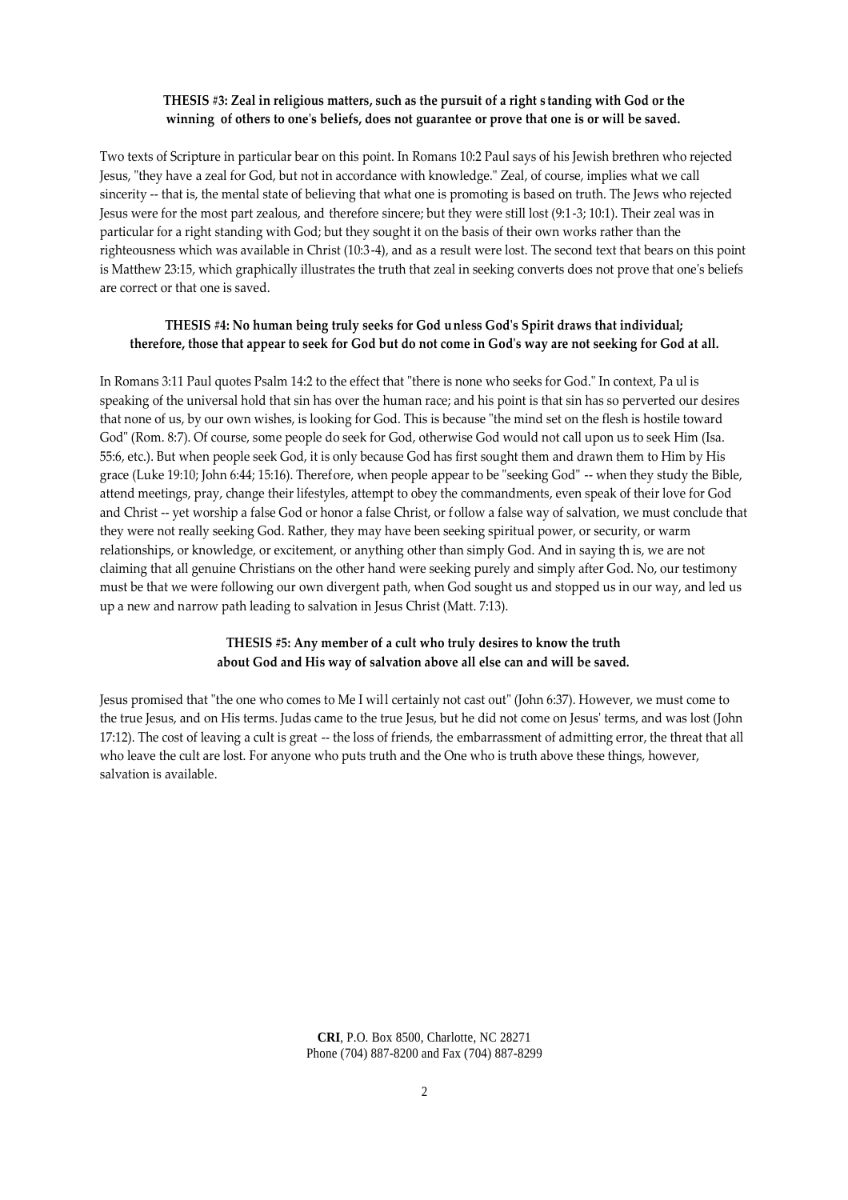**THESIS #3: Zeal in religious matters, such as the pursuit of a right standing with God or the winning of others to one's beliefs, does not guarantee or prove that one is or will be saved.**

Two texts of Scripture in particular bear on this point. In Romans 10:2 Paul says of his Jewish brethren who rejected Jesus, "they have a zeal for God, but not in accordance with knowledge." Zeal, of course, implies what we call sincerity -- that is, the mental state of believing that what one is promoting is based on truth. The Jews who rejected Jesus were for the most part zealous, and therefore sincere; but they were still lost (9:1-3; 10:1). Their zeal was in particular for a right standing with God; but they sought it on the basis of their own works rather than the righteousness which was available in Christ (10:3-4), and as a result were lost. The second text that bears on this point is Matthew 23:15, which graphically illustrates the truth that zeal in seeking converts does not prove that one's beliefs are correct or that one is saved.

**THESIS #4: No human being truly seeks for God unless God's Spirit draws that individual; therefore, those that appear to seek for God but do not come in God's way are not seeking for God at all.**

In Romans 3:11 Paul quotes Psalm 14:2 to the effect that "there is none who seeks for God." In context, Paul is speaking of the universal hold that sin has over the human race; and his point is that sin has so perverted our desires that none of us, by our own wishes, is looking for God. This is because "the mind set on the flesh is hostile toward God" (Rom. 8:7). Of course, some people do seek for God, otherwise God would not call upon us to seek Him (Isa. 55:6, etc.). But when people seek God, it is only because God has first sought them and drawn them to Him by His grace (Luke 19:10; John 6:44; 15:16). Therefore, when people appear to be "seeking God" -- when they study the Bible, attend meetings, pray, change their lifestyles, attempt to obey the commandments, even speak of their love for God and Christ -- yet worship a false God or honor a false Christ, or follow a false way of salvation, we must conclude that they were not really seeking God. Rather, they may have been seeking spiritual power, or security, or warm relationships, or knowledge, or excitement, or anything other than simply God. And in saying this, we are not claiming that all genuine Christians on the other hand were seeking purely and simply after God. No, our testimony must be that we were following our own divergent path, when God sought us and stopped us in our way, and led us up a new and narrow path leading to salvation in Jesus Christ (Matt. 7:13).

**THESIS #5: Any member of a cult who truly desires to know the truth about God and His way of salvation above all else can and will be saved.**

Jesus promised that "the one who comes to Me I will certainly not cast out" (John 6:37). However, we must come to the true Jesus, and on His terms. Judas came to the true Jesus, but he did not come on Jesus' terms, and was lost (John 17:12). The cost of leaving a cult is great -- the loss of friends, the embarrassment of admitting error, the threat that all who leave the cult are lost. For anyone who puts truth and the One who is truth above these things, however, salvation is available.